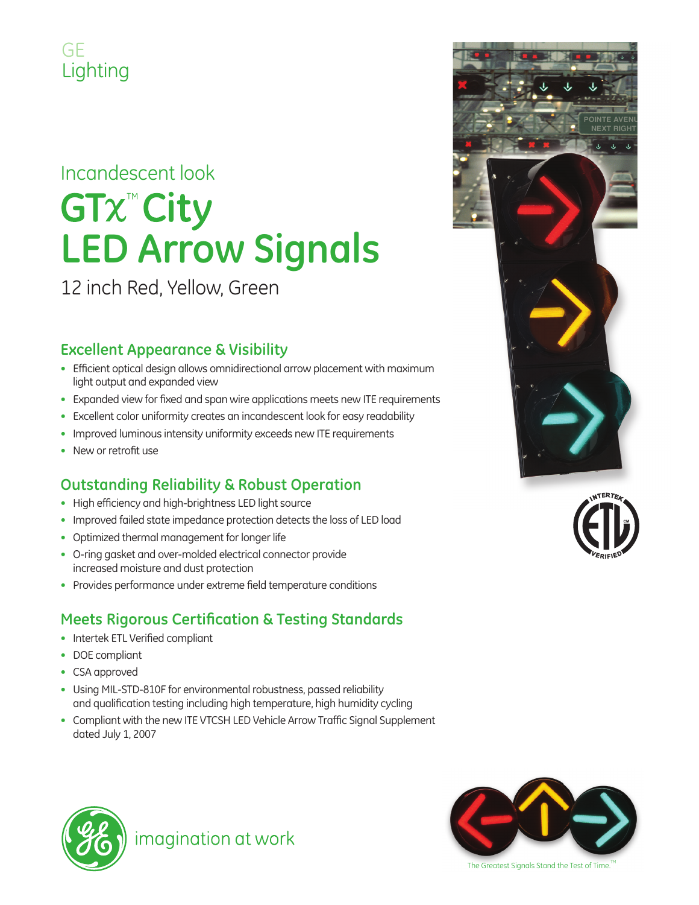GE
Lighting

Incandescent look

# GTx™ City LED Arrow Signals

12 inch Red, Yellow, Green

## Excellent Appearance & Visibility

- Efficient optical design allows omnidirectional arrow placement with maximum light output and expanded view
- Expanded view for fixed and span wire applications meets new ITE requirements
- Excellent color uniformity creates an incandescent look for easy readability
- Improved luminous intensity uniformity exceeds new ITE requirements
- New or retrofit use

## Outstanding Reliability & Robust Operation

- High efficiency and high-brightness LED light source
- Improved failed state impedance protection detects the loss of LED load
- Optimized thermal management for longer life
- O-ring gasket and over-molded electrical connector provide increased moisture and dust protection
- Provides performance under extreme field temperature conditions

## Meets Rigorous Certification & Testing Standards

- Intertek ETL Verified compliant
- DOE compliant
- CSA approved
- Using MIL-STD-810F for environmental robustness, passed reliability and qualification testing including high temperature, high humidity cycling
- Compliant with the new ITE VTCSH LED Vehicle Arrow Traffic Signal Supplement dated July 1, 2007

imagination at work

The Greatest Signals Stand the Test of Time.™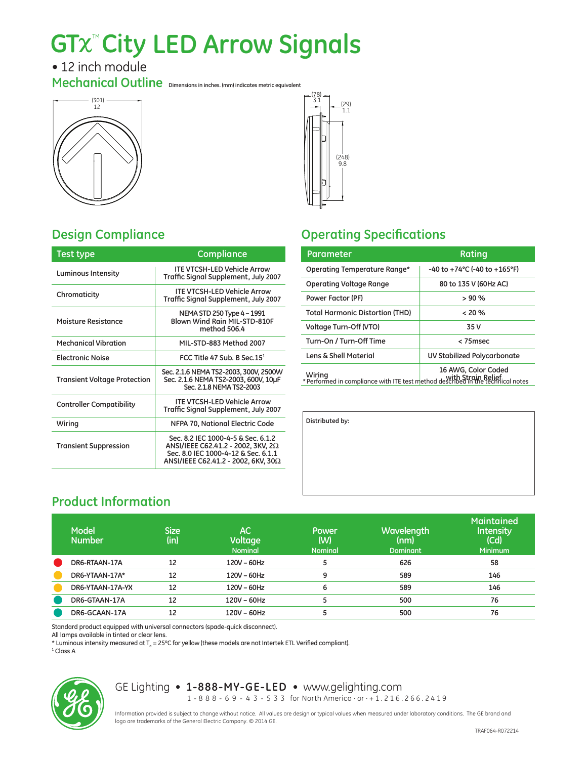# GTx™ City LED Arrow Signals

• 12 inch module

## Mechanical Outline

Dimensions in inches. (mm) indicates metric equivalent

(301)
12

(78)
3.1

(29)
1.1

(248)
9.8

## Design Compliance

| Test type | Compliance |
|---|---|
| Luminous Intensity | ITE VTCSH-LED Vehicle Arrow Traffic Signal Supplement, July 2007 |
| Chromaticity | ITE VTCSH-LED Vehicle Arrow Traffic Signal Supplement, July 2007 |
| Moisture Resistance | NEMA STD 250 Type 4 – 1991 Blown Wind Rain MIL-STD-810F method 506.4 |
| Mechanical Vibration | MIL-STD-883 Method 2007 |
| Electronic Noise | FCC Title 47 Sub. B Sec.15[1] |
| Transient Voltage Protection | Sec. 2.1.6 NEMA TS2-2003, 300V, 2500W<br>Sec. 2.1.6 NEMA TS2-2003, 600V, 10μF<br>Sec. 2.1.8 NEMA TS2-2003 |
| Controller Compatibility | ITE VTCSH-LED Vehicle Arrow Traffic Signal Supplement, July 2007 |
| Wiring | NFPA 70, National Electric Code |
| Transient Suppression | Sec. 8.2 IEC 1000-4-5 & Sec. 6.1.2 ANSI/IEEE C62.41.2 - 2002, 3KV, 2Ω<br>Sec. 8.0 IEC 1000-4-12 & Sec. 6.1.1 ANSI/IEEE C62.41.2 - 2002, 6KV, 30Ω |

## Operating Specifications

| Parameter | Rating |
|---|---|
| Operating Temperature Range* | -40 to +74°C (-40 to +165°F) |
| Operating Voltage Range | 80 to 135 V (60Hz AC) |
| Power Factor (PF) | > 90 % |
| Total Harmonic Distortion (THD) | < 20 % |
| Voltage Turn-Off (VTO) | 35 V |
| Turn-On / Turn-Off Time | < 75msec |
| Lens & Shell Material | UV Stabilized Polycarbonate |
| Wiring | 16 AWG, Color Coded with Strain Relief |

* Performed in compliance with ITE test method described in the technical notes

Distributed by:

## Product Information

| Model Number | Size (in) | AC Voltage Nominal | Power (W) Nominal | Wavelength (nm) Dominant | Maintained Intensity (Cd) Minimum |
|---|---|---|---|---|---|
| DR6-RTAAN-17A | 12 | 120V – 60Hz | 5 | 626 | 58 |
| DR6-YTAAN-17A* | 12 | 120V – 60Hz | 9 | 589 | 146 |
| DR6-YTAAN-17A-YX | 12 | 120V – 60Hz | 6 | 589 | 146 |
| DR6-GTAAN-17A | 12 | 120V – 60Hz | 5 | 500 | 76 |
| DR6-GCAAN-17A | 12 | 120V – 60Hz | 5 | 500 | 76 |

Standard product equipped with universal connectors (spade-quick disconnect).
All lamps available in tinted or clear lens.
* Luminous intensity measured at $T_a$ = 25°C for yellow (these models are not Intertek ETL Verified compliant).
[1] Class A

GE Lighting • **1-888-MY-GE-LED** • www.gelighting.com
1-888-69-43-533 for North America · or · +1.216.266.2419

Information provided is subject to change without notice. All values are design or typical values when measured under laboratory conditions. The GE brand and logo are trademarks of the General Electric Company. © 2014 GE.

TRAF064-R072214